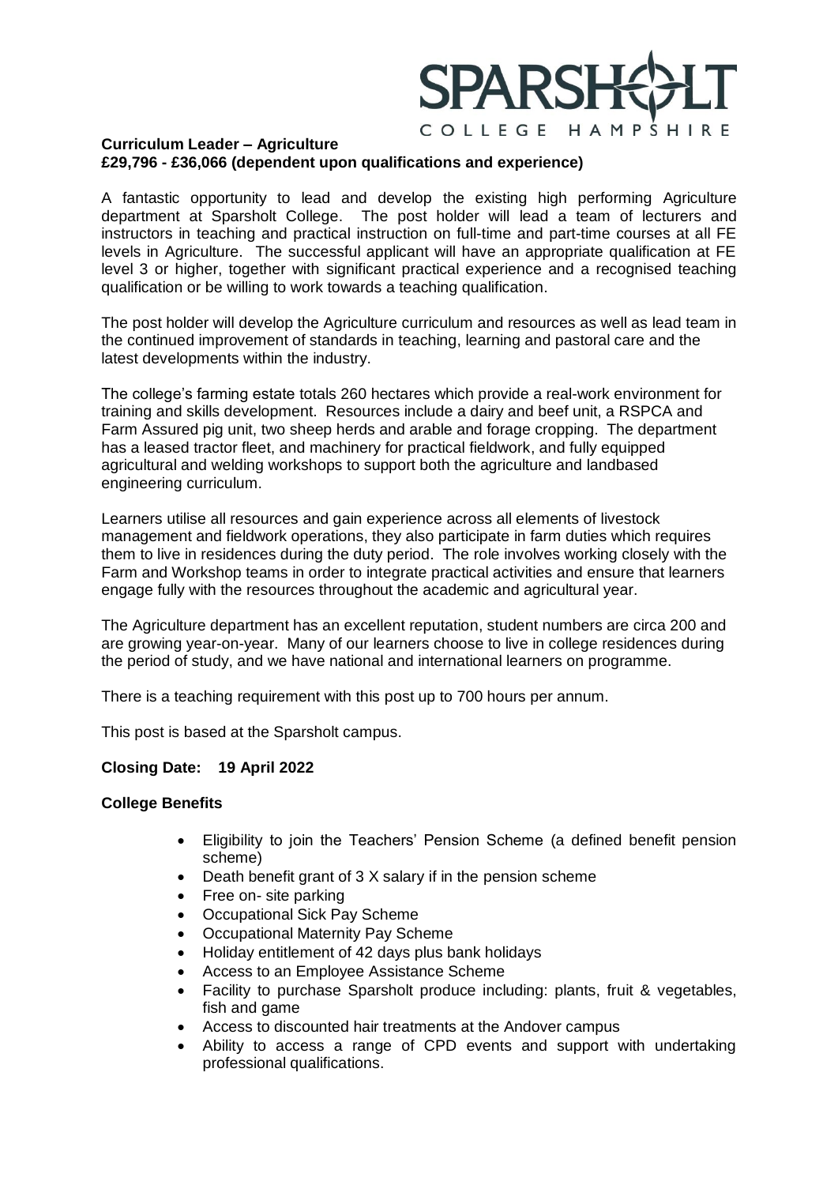SPARSHOLT
COLLEGE HAMPSHIRE

**Curriculum Leader – Agriculture**
**£29,796 - £36,066 (dependent upon qualifications and experience)**

A fantastic opportunity to lead and develop the existing high performing Agriculture department at Sparsholt College. The post holder will lead a team of lecturers and instructors in teaching and practical instruction on full-time and part-time courses at all FE levels in Agriculture. The successful applicant will have an appropriate qualification at FE level 3 or higher, together with significant practical experience and a recognised teaching qualification or be willing to work towards a teaching qualification.

The post holder will develop the Agriculture curriculum and resources as well as lead team in the continued improvement of standards in teaching, learning and pastoral care and the latest developments within the industry.

The college's farming estate totals 260 hectares which provide a real-work environment for training and skills development. Resources include a dairy and beef unit, a RSPCA and Farm Assured pig unit, two sheep herds and arable and forage cropping. The department has a leased tractor fleet, and machinery for practical fieldwork, and fully equipped agricultural and welding workshops to support both the agriculture and landbased engineering curriculum.

Learners utilise all resources and gain experience across all elements of livestock management and fieldwork operations, they also participate in farm duties which requires them to live in residences during the duty period. The role involves working closely with the Farm and Workshop teams in order to integrate practical activities and ensure that learners engage fully with the resources throughout the academic and agricultural year.

The Agriculture department has an excellent reputation, student numbers are circa 200 and are growing year-on-year. Many of our learners choose to live in college residences during the period of study, and we have national and international learners on programme.

There is a teaching requirement with this post up to 700 hours per annum.

This post is based at the Sparsholt campus.

**Closing Date: 19 April 2022**

**College Benefits**

- Eligibility to join the Teachers' Pension Scheme (a defined benefit pension scheme)
- Death benefit grant of 3 X salary if in the pension scheme
- Free on- site parking
- Occupational Sick Pay Scheme
- Occupational Maternity Pay Scheme
- Holiday entitlement of 42 days plus bank holidays
- Access to an Employee Assistance Scheme
- Facility to purchase Sparsholt produce including: plants, fruit & vegetables, fish and game
- Access to discounted hair treatments at the Andover campus
- Ability to access a range of CPD events and support with undertaking professional qualifications.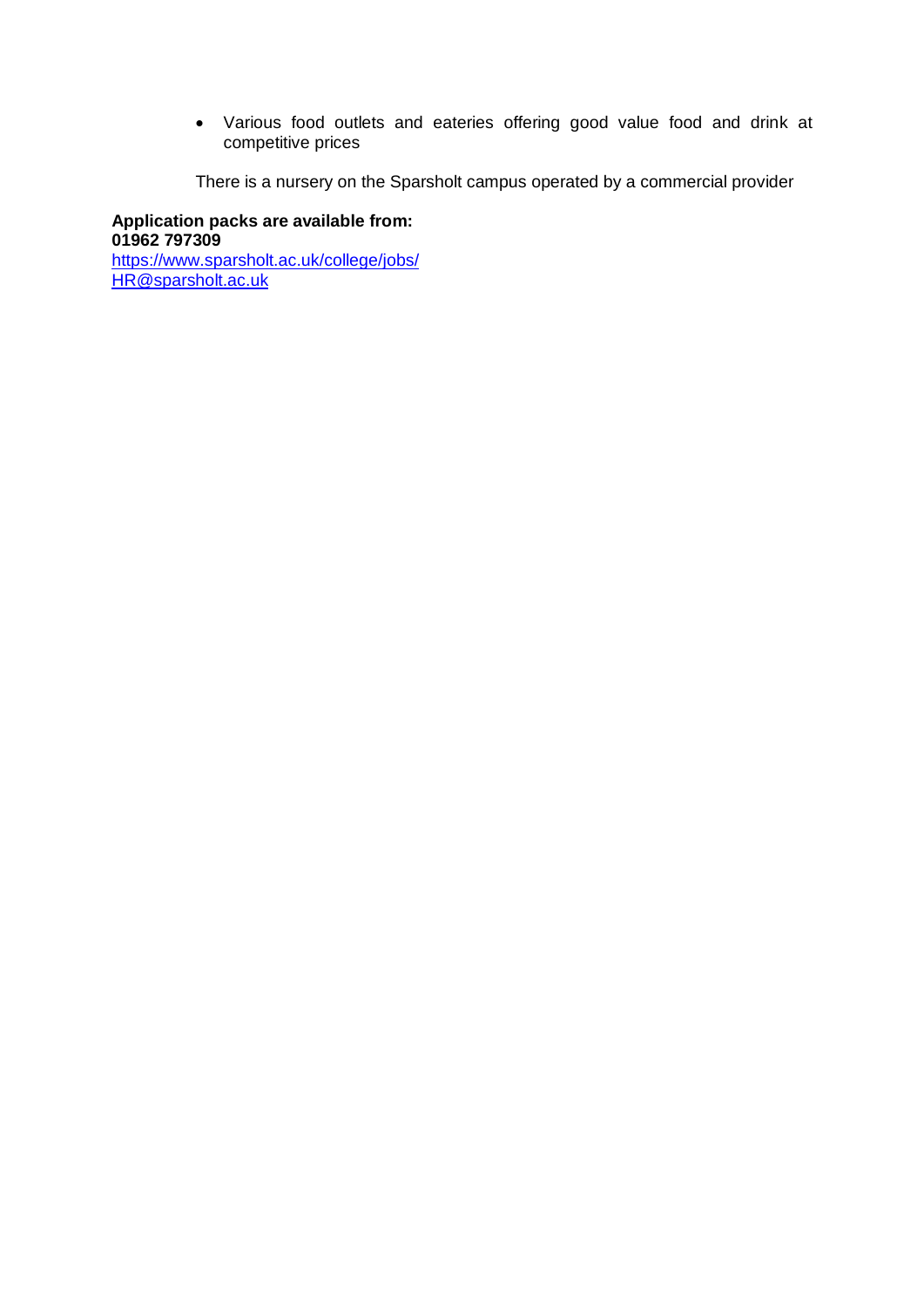- Various food outlets and eateries offering good value food and drink at competitive prices

There is a nursery on the Sparsholt campus operated by a commercial provider

**Application packs are available from:**
**01962 797309**
https://www.sparsholt.ac.uk/college/jobs/
HR@sparsholt.ac.uk